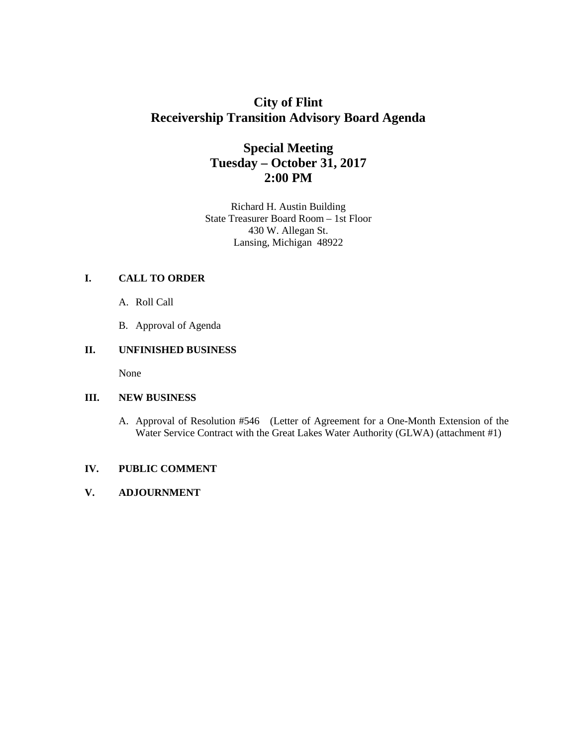# City of Flint
# Receivership Transition Advisory Board Agenda

## Special Meeting
## Tuesday – October 31, 2017
## 2:00 PM

Richard H. Austin Building
State Treasurer Board Room – 1st Floor
430 W. Allegan St.
Lansing, Michigan 48922

**I. CALL TO ORDER**

A. Roll Call

B. Approval of Agenda

**II. UNFINISHED BUSINESS**

None

**III. NEW BUSINESS**

A. Approval of Resolution #546 (Letter of Agreement for a One-Month Extension of the Water Service Contract with the Great Lakes Water Authority (GLWA) (attachment #1)

**IV. PUBLIC COMMENT**

**V. ADJOURNMENT**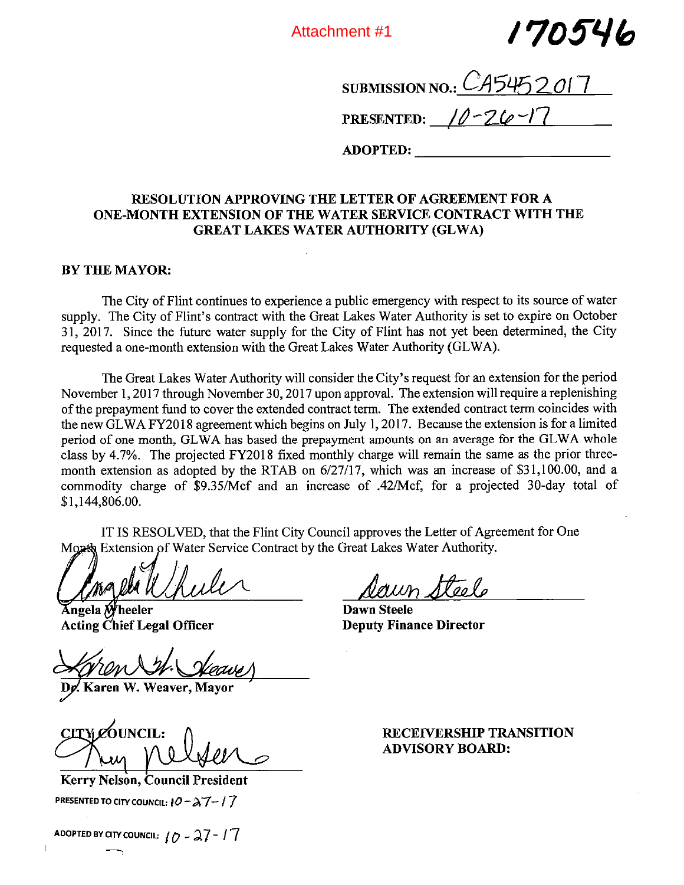Attachment #1

**170546**

**SUBMISSION NO.:** CA5452017

**PRESENTED:** 10-26-17

**ADOPTED:** ______________________

## RESOLUTION APPROVING THE LETTER OF AGREEMENT FOR A ONE-MONTH EXTENSION OF THE WATER SERVICE CONTRACT WITH THE GREAT LAKES WATER AUTHORITY (GLWA)

**BY THE MAYOR:**

The City of Flint continues to experience a public emergency with respect to its source of water supply. The City of Flint's contract with the Great Lakes Water Authority is set to expire on October 31, 2017. Since the future water supply for the City of Flint has not yet been determined, the City requested a one-month extension with the Great Lakes Water Authority (GLWA).

The Great Lakes Water Authority will consider the City's request for an extension for the period November 1, 2017 through November 30, 2017 upon approval. The extension will require a replenishing of the prepayment fund to cover the extended contract term. The extended contract term coincides with the new GLWA FY2018 agreement which begins on July 1, 2017. Because the extension is for a limited period of one month, GLWA has based the prepayment amounts on an average for the GLWA whole class by 4.7%. The projected FY2018 fixed monthly charge will remain the same as the prior three-month extension as adopted by the RTAB on 6/27/17, which was an increase of $31,100.00, and a commodity charge of $9.35/Mcf and an increase of .42/Mcf, for a projected 30-day total of $1,144,806.00.

IT IS RESOLVED, that the Flint City Council approves the Letter of Agreement for One Month Extension of Water Service Contract by the Great Lakes Water Authority.

**Angela Wheeler**
**Acting Chief Legal Officer**

**Dawn Steele**
**Deputy Finance Director**

**Dr. Karen W. Weaver, Mayor**

**CITY COUNCIL:**

**Kerry Nelson, Council President**

**RECEIVERSHIP TRANSITION ADVISORY BOARD:**

**PRESENTED TO CITY COUNCIL:** 10-27-17

**ADOPTED BY CITY COUNCIL:** 10-27-17